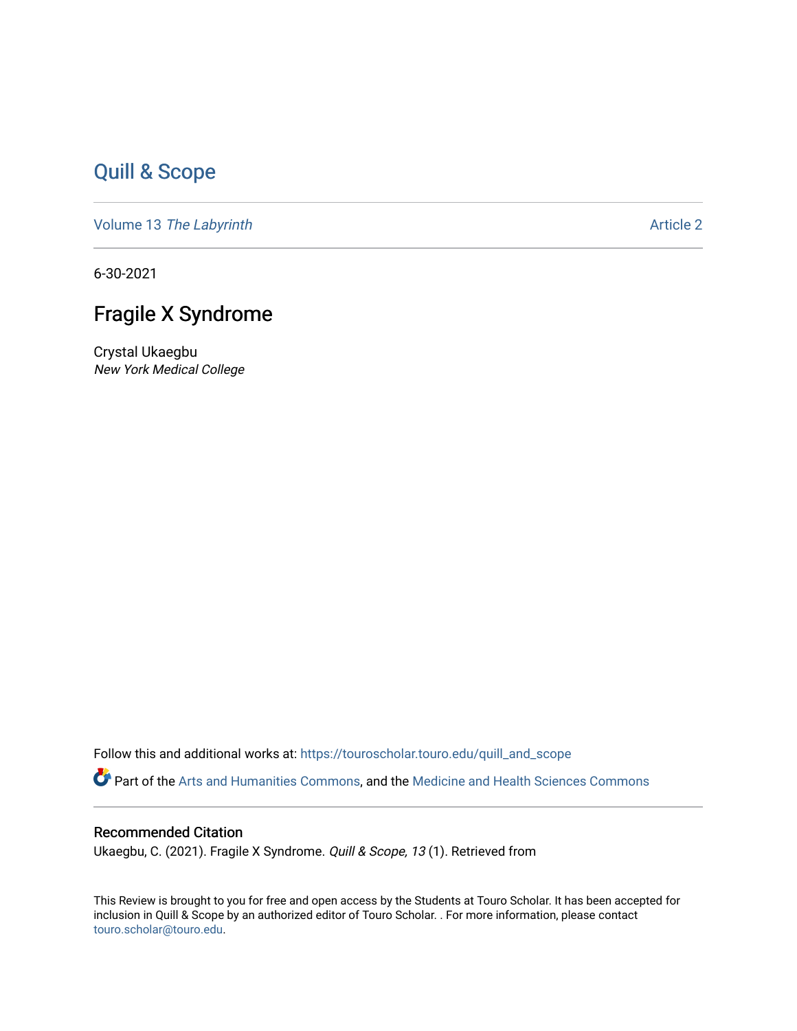# Quill & Scope

Volume 13 *The Labyrinth* Article 2

6-30-2021

## Fragile X Syndrome

Crystal Ukaegbu
*New York Medical College*

Follow this and additional works at: https://touroscholar.touro.edu/quill_and_scope

Part of the Arts and Humanities Commons, and the Medicine and Health Sciences Commons

### Recommended Citation

Ukaegbu, C. (2021). Fragile X Syndrome. *Quill & Scope, 13* (1). Retrieved from

This Review is brought to you for free and open access by the Students at Touro Scholar. It has been accepted for inclusion in Quill & Scope by an authorized editor of Touro Scholar. . For more information, please contact touro.scholar@touro.edu.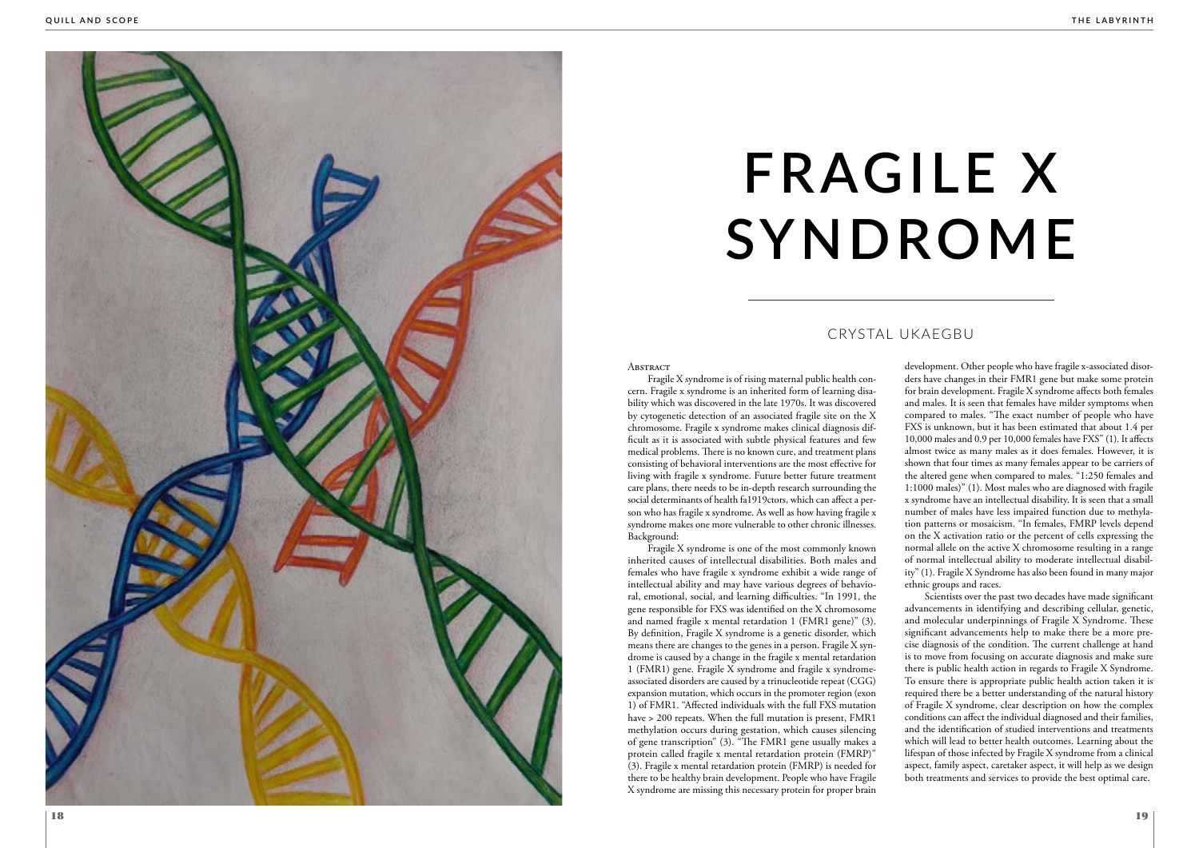# FRAGILE X SYNDROME

CRYSTAL UKAEGBU

Abstract

Fragile X syndrome is of rising maternal public health concern. Fragile x syndrome is an inherited form of learning disability which was discovered in the late 1970s. It was discovered by cytogenetic detection of an associated fragile site on the X chromosome. Fragile x syndrome makes clinical diagnosis difficult as it is associated with subtle physical features and few medical problems. There is no known cure, and treatment plans consisting of behavioral interventions are the most effective for living with fragile x syndrome. Future better future treatment care plans, there needs to be in-depth research surrounding the social determinants of health fa1919ctors, which can affect a person who has fragile x syndrome. As well as how having fragile x syndrome makes one more vulnerable to other chronic illnesses.

Background:

Fragile X syndrome is one of the most commonly known inherited causes of intellectual disabilities. Both males and females who have fragile x syndrome exhibit a wide range of intellectual ability and may have various degrees of behavioral, emotional, social, and learning difficulties. "In 1991, the gene responsible for FXS was identified on the X chromosome and named fragile x mental retardation 1 (FMR1 gene)" (3). By definition, Fragile X syndrome is a genetic disorder, which means there are changes to the genes in a person. Fragile X syndrome is caused by a change in the fragile x mental retardation 1 (FMR1) gene. Fragile X syndrome and fragile x syndrome-associated disorders are caused by a trinucleotide repeat (CGG) expansion mutation, which occurs in the promoter region (exon 1) of FMR1. "Affected individuals with the full FXS mutation have > 200 repeats. When the full mutation is present, FMR1 methylation occurs during gestation, which causes silencing of gene transcription" (3). "The FMR1 gene usually makes a protein called fragile x mental retardation protein (FMRP)" (3). Fragile x mental retardation protein (FMRP) is needed for there to be healthy brain development. People who have Fragile X syndrome are missing this necessary protein for proper brain development. Other people who have fragile x-associated disorders have changes in their FMR1 gene but make some protein for brain development. Fragile X syndrome affects both females and males. It is seen that females have milder symptoms when compared to males. "The exact number of people who have FXS is unknown, but it has been estimated that about 1.4 per 10,000 males and 0.9 per 10,000 females have FXS" (1). It affects almost twice as many males as it does females. However, it is shown that four times as many females appear to be carriers of the altered gene when compared to males. "1:250 females and 1:1000 males)" (1). Most males who are diagnosed with fragile x syndrome have an intellectual disability. It is seen that a small number of males have less impaired function due to methylation patterns or mosaicism. "In females, FMRP levels depend on the X activation ratio or the percent of cells expressing the normal allele on the active X chromosome resulting in a range of normal intellectual ability to moderate intellectual disability" (1). Fragile X Syndrome has also been found in many major ethnic groups and races.

Scientists over the past two decades have made significant advancements in identifying and describing cellular, genetic, and molecular underpinnings of Fragile X Syndrome. These significant advancements help to make there be a more precise diagnosis of the condition. The current challenge at hand is to move from focusing on accurate diagnosis and make sure there is public health action in regards to Fragile X Syndrome. To ensure there is appropriate public health action taken it is required there be a better understanding of the natural history of Fragile X syndrome, clear description on how the complex conditions can affect the individual diagnosed and their families, and the identification of studied interventions and treatments which will lead to better health outcomes. Learning about the lifespan of those infected by Fragile X syndrome from a clinical aspect, family aspect, caretaker aspect, it will help as we design both treatments and services to provide the best optimal care.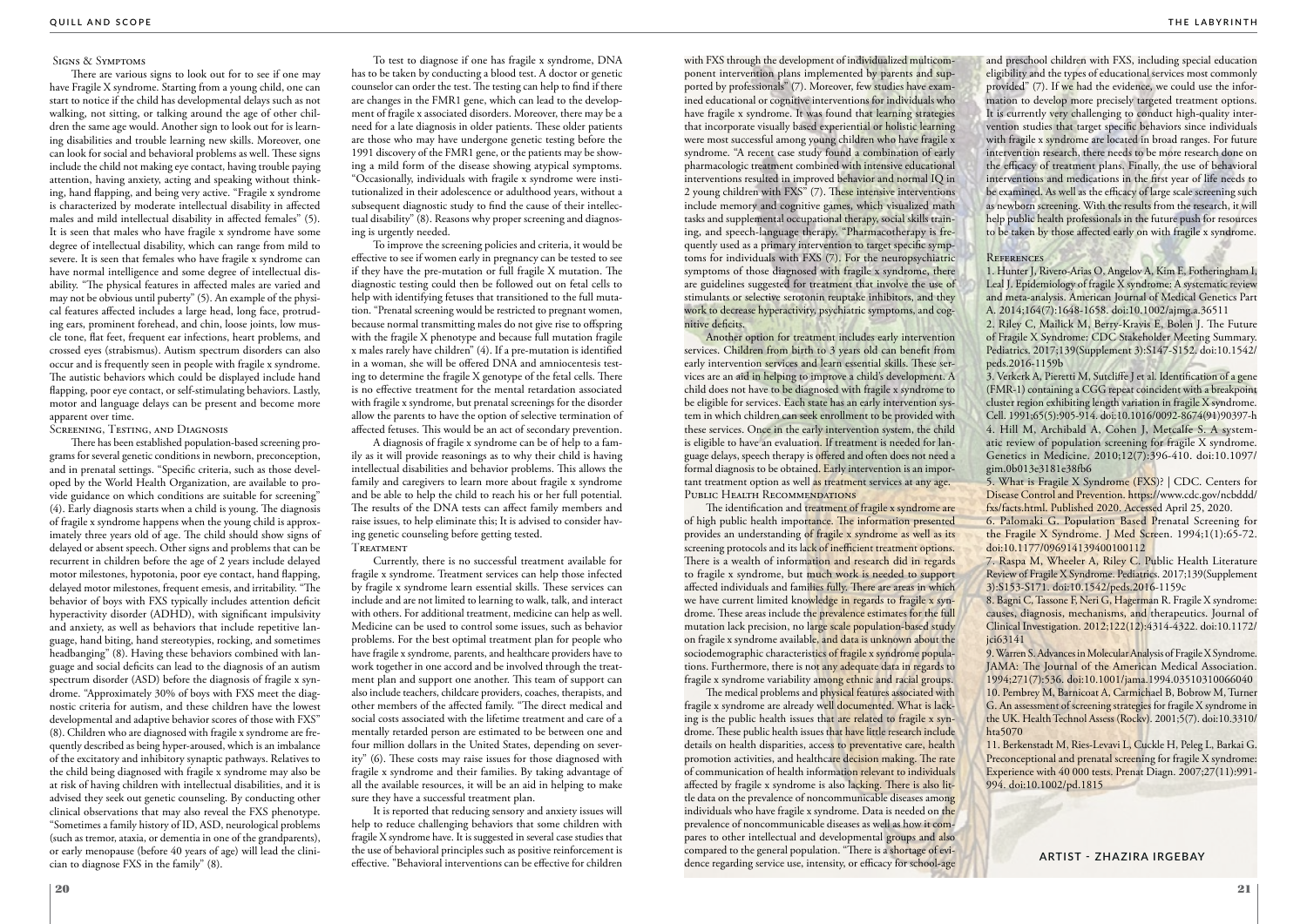### Signs & Symptoms

There are various signs to look out for to see if one may have Fragile X syndrome. Starting from a young child, one can start to notice if the child has developmental delays such as not walking, not sitting, or talking around the age of other children the same age would. Another sign to look out for is learning disabilities and trouble learning new skills. Moreover, one can look for social and behavioral problems as well. These signs include the child not making eye contact, having trouble paying attention, having anxiety, acting and speaking without thinking, hand flapping, and being very active. "Fragile x syndrome is characterized by moderate intellectual disability in affected males and mild intellectual disability in affected females" (5). It is seen that males who have fragile x syndrome have some degree of intellectual disability, which can range from mild to severe. It is seen that females who have fragile x syndrome can have normal intelligence and some degree of intellectual disability. "The physical features in affected males are varied and may not be obvious until puberty" (5). An example of the physical features affected includes a large head, long face, protruding ears, prominent forehead, and chin, loose joints, low muscle tone, flat feet, frequent ear infections, heart problems, and crossed eyes (strabismus). Autism spectrum disorders can also occur and is frequently seen in people with fragile x syndrome. The autistic behaviors which could be displayed include hand flapping, poor eye contact, or self-stimulating behaviors. Lastly, motor and language delays can be present and become more apparent over time.

### Screening, Testing, and Diagnosis

There has been established population-based screening programs for several genetic conditions in newborn, preconception, and in prenatal settings. "Specific criteria, such as those developed by the World Health Organization, are available to provide guidance on which conditions are suitable for screening" (4). Early diagnosis starts when a child is young. The diagnosis of fragile x syndrome happens when the young child is approximately three years old of age. The child should show signs of delayed or absent speech. Other signs and problems that can be recurrent in children before the age of 2 years include delayed motor milestones, hypotonia, poor eye contact, hand flapping, delayed motor milestones, frequent emesis, and irritability. "The behavior of boys with FXS typically includes attention deficit hyperactivity disorder (ADHD), with significant impulsivity and anxiety, as well as behaviors that include repetitive language, hand biting, hand stereotypies, rocking, and sometimes headbanging" (8). Having these behaviors combined with language and social deficits can lead to the diagnosis of an autism spectrum disorder (ASD) before the diagnosis of fragile x syndrome. "Approximately 30% of boys with FXS meet the diagnostic criteria for autism, and these children have the lowest developmental and adaptive behavior scores of those with FXS" (8). Children who are diagnosed with fragile x syndrome are frequently described as being hyper-aroused, which is an imbalance of the excitatory and inhibitory synaptic pathways. Relatives to the child being diagnosed with fragile x syndrome may also be at risk of having children with intellectual disabilities, and it is advised they seek out genetic counseling. By conducting other clinical observations that may also reveal the FXS phenotype. "Sometimes a family history of ID, ASD, neurological problems (such as tremor, ataxia, or dementia in one of the grandparents), or early menopause (before 40 years of age) will lead the clinician to diagnose FXS in the family" (8).

To test to diagnose if one has fragile x syndrome, DNA has to be taken by conducting a blood test. A doctor or genetic counselor can order the test. The testing can help to find if there are changes in the FMR1 gene, which can lead to the development of fragile x associated disorders. Moreover, there may be a need for a late diagnosis in older patients. These older patients are those who may have undergone genetic testing before the 1991 discovery of the FMR1 gene, or the patients may be showing a mild form of the disease showing atypical symptoms. "Occasionally, individuals with fragile x syndrome were institutionalized in their adolescence or adulthood years, without a subsequent diagnostic study to find the cause of their intellectual disability" (8). Reasons why proper screening and diagnosing is urgently needed.

To improve the screening policies and criteria, it would be effective to see if women early in pregnancy can be tested to see if they have the pre-mutation or full fragile X mutation. The diagnostic testing could then be followed out on fetal cells to help with identifying fetuses that transitioned to the full mutation. "Prenatal screening would be restricted to pregnant women, because normal transmitting males do not give rise to offspring with the fragile X phenotype and because full mutation fragile x males rarely have children" (4). If a pre-mutation is identified in a woman, she will be offered DNA and amniocentesis testing to determine the fragile X genotype of the fetal cells. There is no effective treatment for the mental retardation associated with fragile x syndrome, but prenatal screenings for the disorder allow the parents to have the option of selective termination of affected fetuses. This would be an act of secondary prevention.

A diagnosis of fragile x syndrome can be of help to a family as it will provide reasonings as to why their child is having intellectual disabilities and behavior problems. This allows the family and caregivers to learn more about fragile x syndrome and be able to help the child to reach his or her full potential. The results of the DNA tests can affect family members and raise issues, to help eliminate this; It is advised to consider having genetic counseling before getting tested.

### Treatment

Currently, there is no successful treatment available for fragile x syndrome. Treatment services can help those infected by fragile x syndrome learn essential skills. These services can include and are not limited to learning to walk, talk, and interact with others. For additional treatment, medicine can help as well. Medicine can be used to control some issues, such as behavior problems. For the best optimal treatment plan for people who have fragile x syndrome, parents, and healthcare providers have to work together in one accord and be involved through the treatment plan and support one another. This team of support can also include teachers, childcare providers, coaches, therapists, and other members of the affected family. "The direct medical and social costs associated with the lifetime treatment and care of a mentally retarded person are estimated to be between one and four million dollars in the United States, depending on severity" (6). These costs may raise issues for those diagnosed with fragile x syndrome and their families. By taking advantage of all the available resources, it will be an aid in helping to make sure they have a successful treatment plan.

It is reported that reducing sensory and anxiety issues will help to reduce challenging behaviors that some children with fragile X syndrome have. It is suggested in several case studies that the use of behavioral principles such as positive reinforcement is effective. "Behavioral interventions can be effective for children with FXS through the development of individualized multicomponent intervention plans implemented by parents and supported by professionals" (7). Moreover, few studies have examined educational or cognitive interventions for individuals who have fragile x syndrome. It was found that learning strategies that incorporate visually based experiential or holistic learning were most successful among young children who have fragile x syndrome. "A recent case study found a combination of early pharmacologic treatment combined with intensive educational interventions resulted in improved behavior and normal IQ in 2 young children with FXS" (7). These intensive interventions include memory and cognitive games, which visualized math tasks and supplemental occupational therapy, social skills training, and speech-language therapy. "Pharmacotherapy is frequently used as a primary intervention to target specific symptoms for individuals with FXS (7). For the neuropsychiatric symptoms of those diagnosed with fragile x syndrome, there are guidelines suggested for treatment that involve the use of stimulants or selective serotonin reuptake inhibitors, and they work to decrease hyperactivity, psychiatric symptoms, and cognitive deficits.

Another option for treatment includes early intervention services. Children from birth to 3 years old can benefit from early intervention services and learn essential skills. These services are an aid in helping to improve a child's development. A child does not have to be diagnosed with fragile x syndrome to be eligible for services. Each state has an early intervention system in which children can seek enrollment to be provided with these services. Once in the early intervention system, the child is eligible to have an evaluation. If treatment is needed for language delays, speech therapy is offered and often does not need a formal diagnosis to be obtained. Early intervention is an important treatment option as well as treatment services at any age.

### Public Health Recommendations

The identification and treatment of fragile x syndrome are of high public health importance. The information presented provides an understanding of fragile x syndrome as well as its screening protocols and its lack of inefficient treatment options. There is a wealth of information and research did in regards to fragile x syndrome, but much work is needed to support affected individuals and families fully. There are areas in which we have current limited knowledge in regards to fragile x syndrome. These areas include the prevalence estimates for the full mutation lack precision, no large scale population-based study on fragile x syndrome available, and data is unknown about the sociodemographic characteristics of fragile x syndrome populations. Furthermore, there is not any adequate data in regards to fragile x syndrome variability among ethnic and racial groups.

The medical problems and physical features associated with fragile x syndrome are already well documented. What is lacking is the public health issues that are related to fragile x syndrome. These public health issues that have little research include details on health disparities, access to preventative care, health promotion activities, and healthcare decision making. The rate of communication of health information relevant to individuals affected by fragile x syndrome is also lacking. There is also little data on the prevalence of noncommunicable diseases among individuals who have fragile x syndrome. Data is needed on the prevalence of noncommunicable diseases as well as how it compares to other intellectual and developmental groups and also compared to the general population. "There is a shortage of evidence regarding service use, intensity, or efficacy for school-age and preschool children with FXS, including special education eligibility and the types of educational services most commonly provided" (7). If we had the evidence, we could use the information to develop more precisely targeted treatment options. It is currently very challenging to conduct high-quality intervention studies that target specific behaviors since individuals with fragile x syndrome are located in broad ranges. For future intervention research, there needs to be more research done on the efficacy of treatment plans. Finally, the use of behavioral interventions and medications in the first year of life needs to be examined. As well as the efficacy of large scale screening such as newborn screening. With the results from the research, it will help public health professionals in the future push for resources to be taken by those affected early on with fragile x syndrome.

### References

1. Hunter J, Rivero-Arias O, Angelov A, Kim E, Fotheringham I, Leal J. Epidemiology of fragile X syndrome: A systematic review and meta-analysis. American Journal of Medical Genetics Part A. 2014;164(7):1648-1658. doi:10.1002/ajmg.a.36511
2. Riley C, Mailick M, Berry-Kravis E, Bolen J. The Future of Fragile X Syndrome: CDC Stakeholder Meeting Summary. Pediatrics. 2017;139(Supplement 3):S147-S152. doi:10.1542/peds.2016-1159b
3. Verkerk A, Pieretti M, Sutcliffe J et al. Identification of a gene (FMR-1) containing a CGG repeat coincident with a breakpoint cluster region exhibiting length variation in fragile X syndrome. Cell. 1991;65(5):905-914. doi:10.1016/0092-8674(91)90397-h
4. Hill M, Archibald A, Cohen J, Metcalfe S. A systematic review of population screening for fragile X syndrome. Genetics in Medicine. 2010;12(7):396-410. doi:10.1097/gim.0b013e3181e38fb6
5. What is Fragile X Syndrome (FXS)? | CDC. Centers for Disease Control and Prevention. https://www.cdc.gov/ncbddd/fxs/facts.html. Published 2020. Accessed April 25, 2020.
6. Palomaki G. Population Based Prenatal Screening for the Fragile X Syndrome. J Med Screen. 1994;1(1):65-72. doi:10.1177/096914139400100112
7. Raspa M, Wheeler A, Riley C. Public Health Literature Review of Fragile X Syndrome. Pediatrics. 2017;139(Supplement 3):S153-S171. doi:10.1542/peds.2016-1159c
8. Bagni C, Tassone F, Neri G, Hagerman R. Fragile X syndrome: causes, diagnosis, mechanisms, and therapeutics. Journal of Clinical Investigation. 2012;122(12):4314-4322. doi:10.1172/jci63141
9. Warren S. Advances in Molecular Analysis of Fragile X Syndrome. JAMA: The Journal of the American Medical Association. 1994;271(7):536. doi:10.1001/jama.1994.03510310066040
10. Pembrey M, Barnicoat A, Carmichael B, Bobrow M, Turner G. An assessment of screening strategies for fragile X syndrome in the UK. Health Technol Assess (Rockv). 2001;5(7). doi:10.3310/hta5070
11. Berkenstadt M, Ries-Levavi L, Cuckle H, Peleg L, Barkai G. Preconceptional and prenatal screening for fragile X syndrome: Experience with 40 000 tests. Prenat Diagn. 2007;27(11):991-994. doi:10.1002/pd.1815

ARTIST - ZHAZIRA IRGEBAY